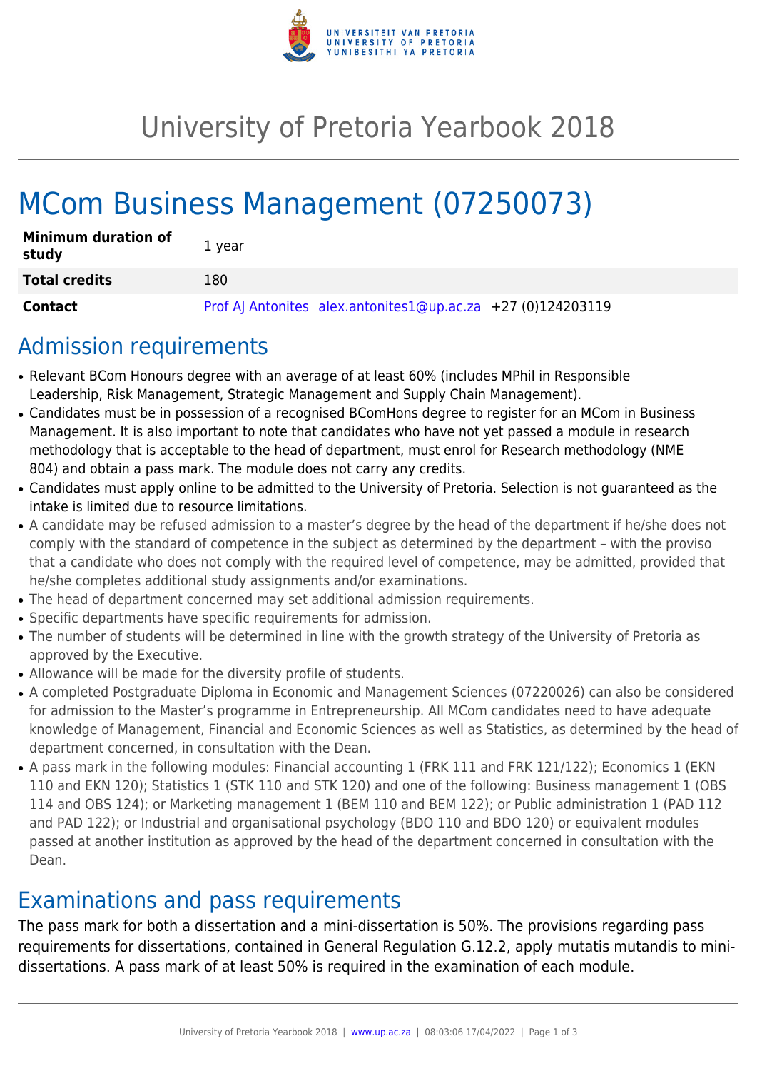# University of Pretoria Yearbook 2018

# MCom Business Management (07250073)

| | |
|---|---|
| **Minimum duration of study** | 1 year |
| **Total credits** | 180 |
| **Contact** | Prof AJ Antonites alex.antonites1@up.ac.za +27 (0)124203119 |

## Admission requirements

- Relevant BCom Honours degree with an average of at least 60% (includes MPhil in Responsible Leadership, Risk Management, Strategic Management and Supply Chain Management).
- Candidates must be in possession of a recognised BComHons degree to register for an MCom in Business Management. It is also important to note that candidates who have not yet passed a module in research methodology that is acceptable to the head of department, must enrol for Research methodology (NME 804) and obtain a pass mark. The module does not carry any credits.
- Candidates must apply online to be admitted to the University of Pretoria. Selection is not guaranteed as the intake is limited due to resource limitations.
- A candidate may be refused admission to a master's degree by the head of the department if he/she does not comply with the standard of competence in the subject as determined by the department – with the proviso that a candidate who does not comply with the required level of competence, may be admitted, provided that he/she completes additional study assignments and/or examinations.
- The head of department concerned may set additional admission requirements.
- Specific departments have specific requirements for admission.
- The number of students will be determined in line with the growth strategy of the University of Pretoria as approved by the Executive.
- Allowance will be made for the diversity profile of students.
- A completed Postgraduate Diploma in Economic and Management Sciences (07220026) can also be considered for admission to the Master's programme in Entrepreneurship. All MCom candidates need to have adequate knowledge of Management, Financial and Economic Sciences as well as Statistics, as determined by the head of department concerned, in consultation with the Dean.
- A pass mark in the following modules: Financial accounting 1 (FRK 111 and FRK 121/122); Economics 1 (EKN 110 and EKN 120); Statistics 1 (STK 110 and STK 120) and one of the following: Business management 1 (OBS 114 and OBS 124); or Marketing management 1 (BEM 110 and BEM 122); or Public administration 1 (PAD 112 and PAD 122); or Industrial and organisational psychology (BDO 110 and BDO 120) or equivalent modules passed at another institution as approved by the head of the department concerned in consultation with the Dean.

## Examinations and pass requirements

The pass mark for both a dissertation and a mini-dissertation is 50%. The provisions regarding pass requirements for dissertations, contained in General Regulation G.12.2, apply mutatis mutandis to mini-dissertations. A pass mark of at least 50% is required in the examination of each module.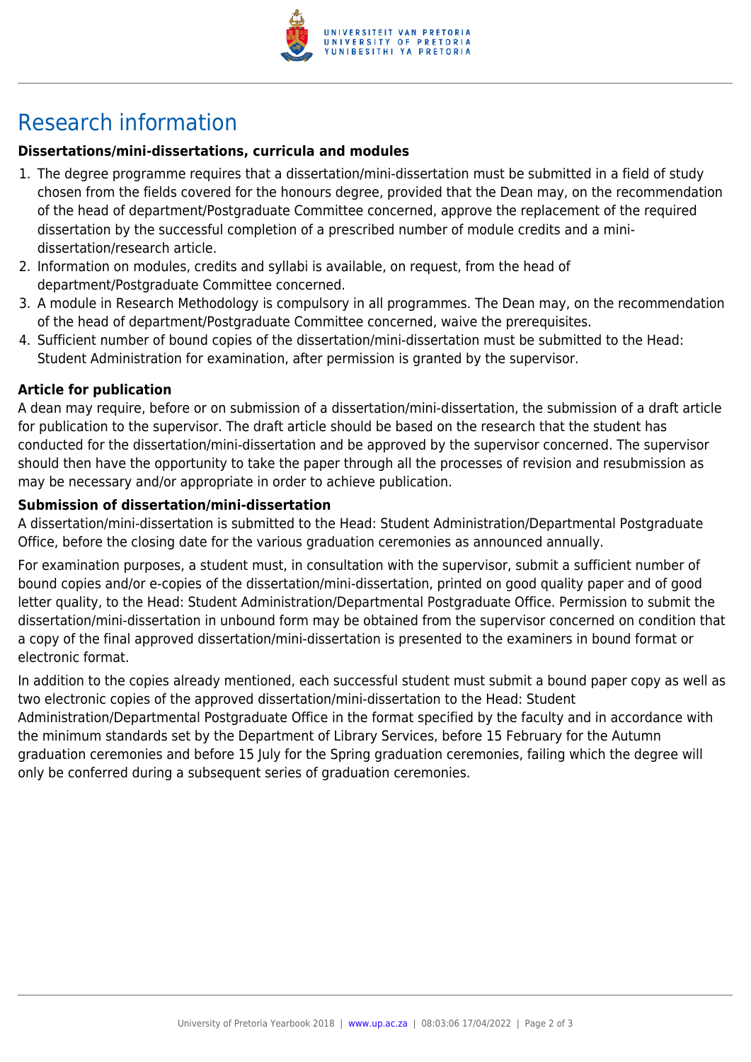# Research information

### Dissertations/mini-dissertations, curricula and modules

1. The degree programme requires that a dissertation/mini-dissertation must be submitted in a field of study chosen from the fields covered for the honours degree, provided that the Dean may, on the recommendation of the head of department/Postgraduate Committee concerned, approve the replacement of the required dissertation by the successful completion of a prescribed number of module credits and a mini-dissertation/research article.
2. Information on modules, credits and syllabi is available, on request, from the head of department/Postgraduate Committee concerned.
3. A module in Research Methodology is compulsory in all programmes. The Dean may, on the recommendation of the head of department/Postgraduate Committee concerned, waive the prerequisites.
4. Sufficient number of bound copies of the dissertation/mini-dissertation must be submitted to the Head: Student Administration for examination, after permission is granted by the supervisor.

### Article for publication

A dean may require, before or on submission of a dissertation/mini-dissertation, the submission of a draft article for publication to the supervisor. The draft article should be based on the research that the student has conducted for the dissertation/mini-dissertation and be approved by the supervisor concerned. The supervisor should then have the opportunity to take the paper through all the processes of revision and resubmission as may be necessary and/or appropriate in order to achieve publication.

### Submission of dissertation/mini-dissertation

A dissertation/mini-dissertation is submitted to the Head: Student Administration/Departmental Postgraduate Office, before the closing date for the various graduation ceremonies as announced annually.

For examination purposes, a student must, in consultation with the supervisor, submit a sufficient number of bound copies and/or e-copies of the dissertation/mini-dissertation, printed on good quality paper and of good letter quality, to the Head: Student Administration/Departmental Postgraduate Office. Permission to submit the dissertation/mini-dissertation in unbound form may be obtained from the supervisor concerned on condition that a copy of the final approved dissertation/mini-dissertation is presented to the examiners in bound format or electronic format.

In addition to the copies already mentioned, each successful student must submit a bound paper copy as well as two electronic copies of the approved dissertation/mini-dissertation to the Head: Student Administration/Departmental Postgraduate Office in the format specified by the faculty and in accordance with the minimum standards set by the Department of Library Services, before 15 February for the Autumn graduation ceremonies and before 15 July for the Spring graduation ceremonies, failing which the degree will only be conferred during a subsequent series of graduation ceremonies.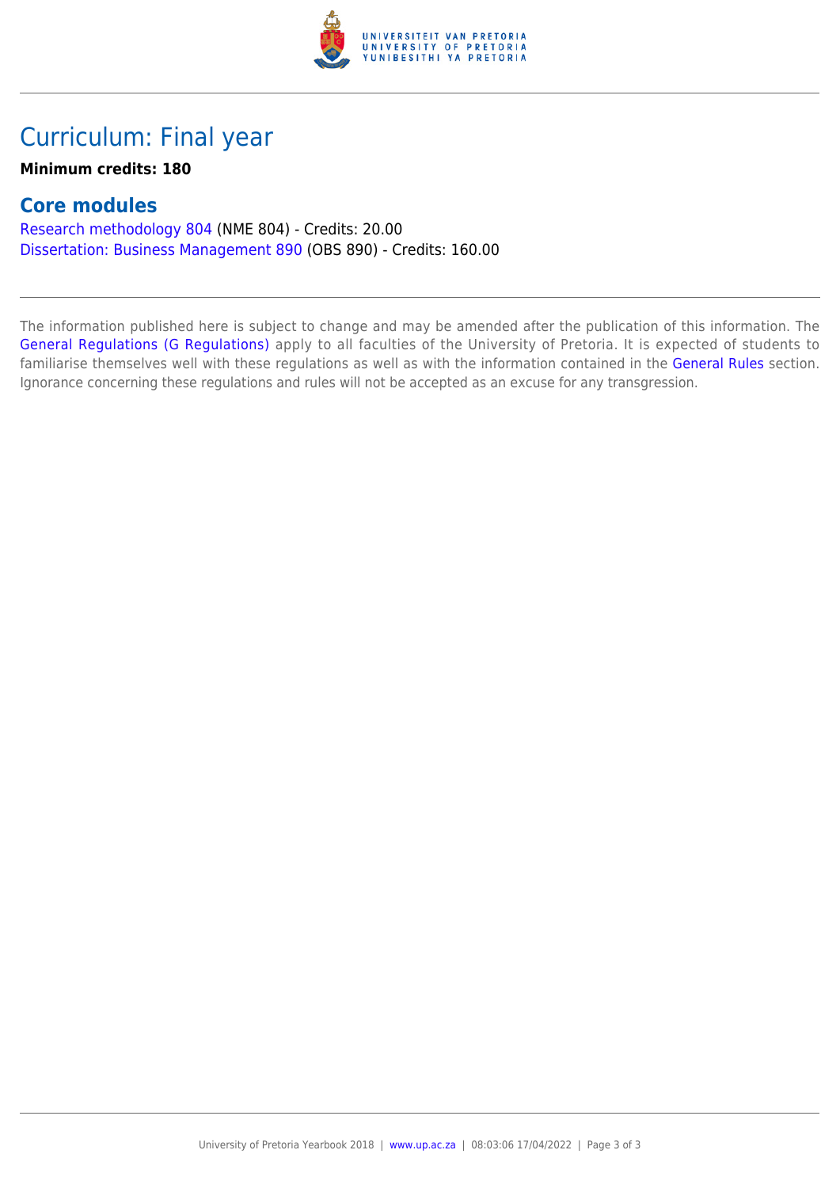## Curriculum: Final year

**Minimum credits: 180**

### Core modules

Research methodology 804 (NME 804) - Credits: 20.00
Dissertation: Business Management 890 (OBS 890) - Credits: 160.00

The information published here is subject to change and may be amended after the publication of this information. The General Regulations (G Regulations) apply to all faculties of the University of Pretoria. It is expected of students to familiarise themselves well with these regulations as well as with the information contained in the General Rules section. Ignorance concerning these regulations and rules will not be accepted as an excuse for any transgression.